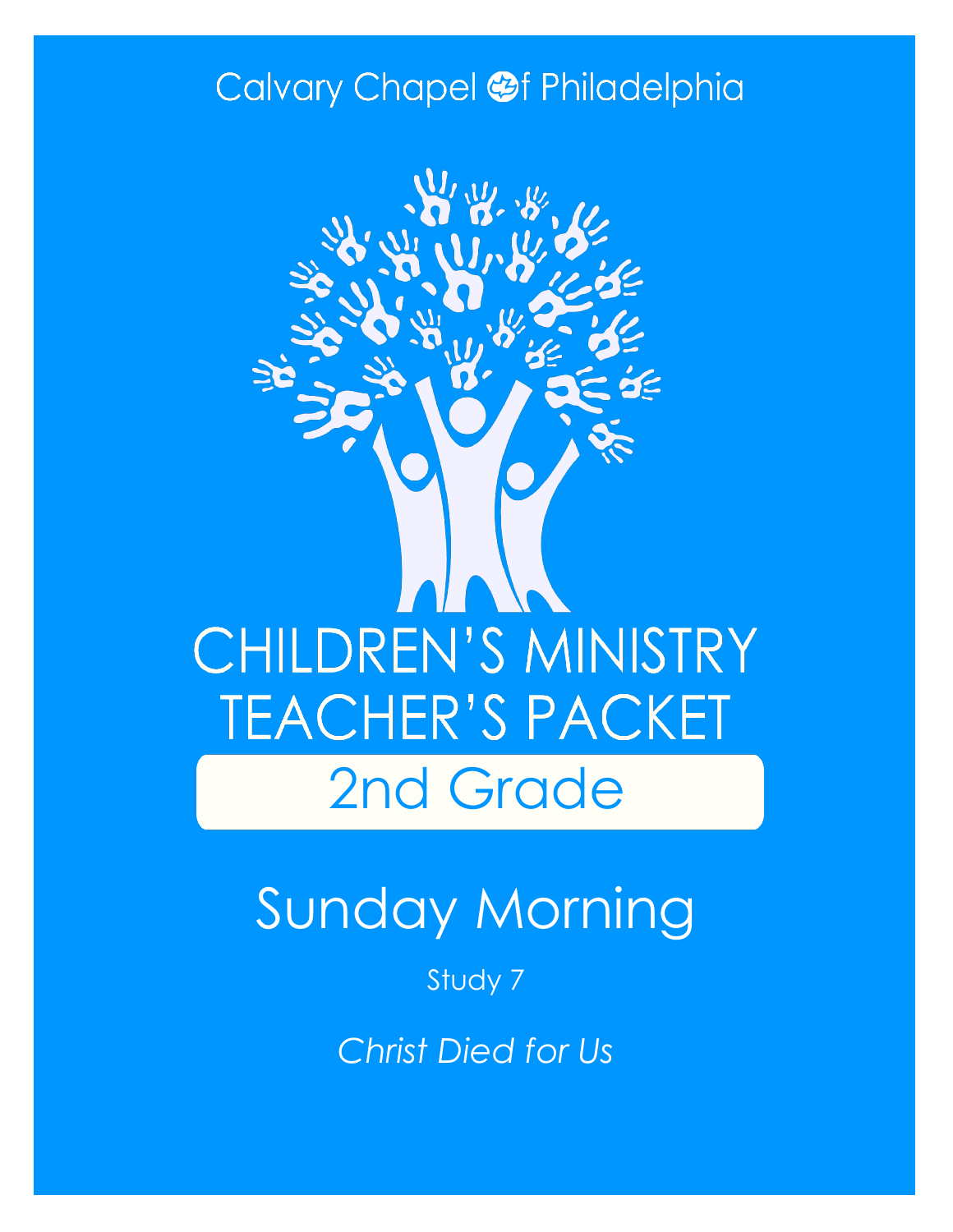Calvary Chapel of Philadelphia

# CHILDREN'S MINISTRY TEACHER'S PACKET

## 2nd Grade

# Sunday Morning

Study 7

*Christ Died for Us*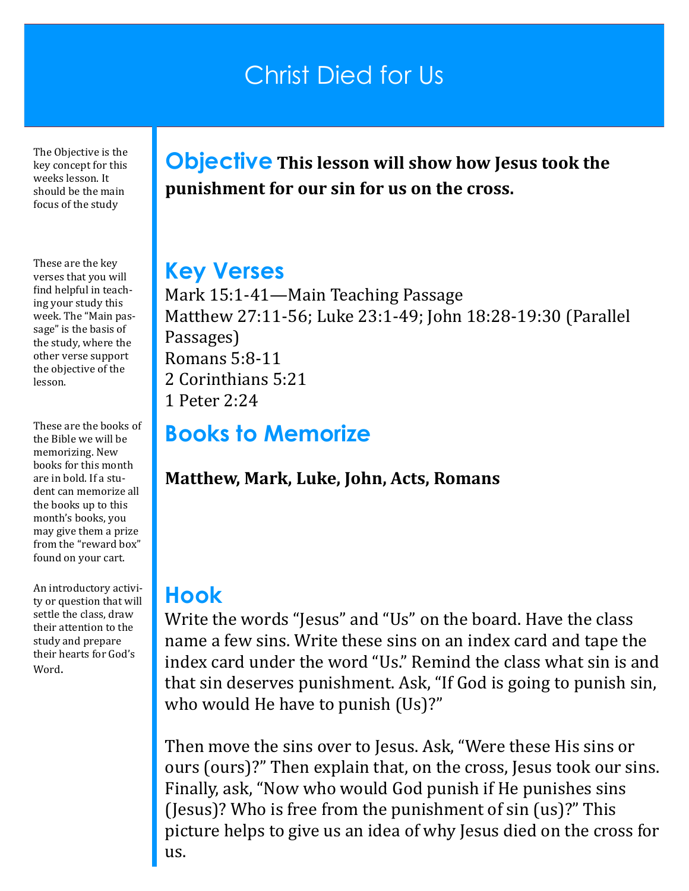# Christ Died for Us

The Objective is the key concept for this weeks lesson. It should be the main focus of the study

## Objective

**This lesson will show how Jesus took the punishment for our sin for us on the cross.**

These are the key verses that you will find helpful in teaching your study this week. The "Main passage" is the basis of the study, where the other verse support the objective of the lesson.

## Key Verses

Mark 15:1-41—Main Teaching Passage
Matthew 27:11-56; Luke 23:1-49; John 18:28-19:30 (Parallel Passages)
Romans 5:8-11
2 Corinthians 5:21
1 Peter 2:24

These are the books of the Bible we will be memorizing. New books for this month are in bold. If a student can memorize all the books up to this month's books, you may give them a prize from the "reward box" found on your cart.

## Books to Memorize

**Matthew, Mark, Luke, John, Acts, Romans**

An introductory activity or question that will settle the class, draw their attention to the study and prepare their hearts for God's Word.

## Hook

Write the words "Jesus" and "Us" on the board. Have the class name a few sins. Write these sins on an index card and tape the index card under the word "Us." Remind the class what sin is and that sin deserves punishment. Ask, "If God is going to punish sin, who would He have to punish (Us)?"

Then move the sins over to Jesus. Ask, "Were these His sins or ours (ours)?" Then explain that, on the cross, Jesus took our sins. Finally, ask, "Now who would God punish if He punishes sins (Jesus)? Who is free from the punishment of sin (us)?" This picture helps to give us an idea of why Jesus died on the cross for us.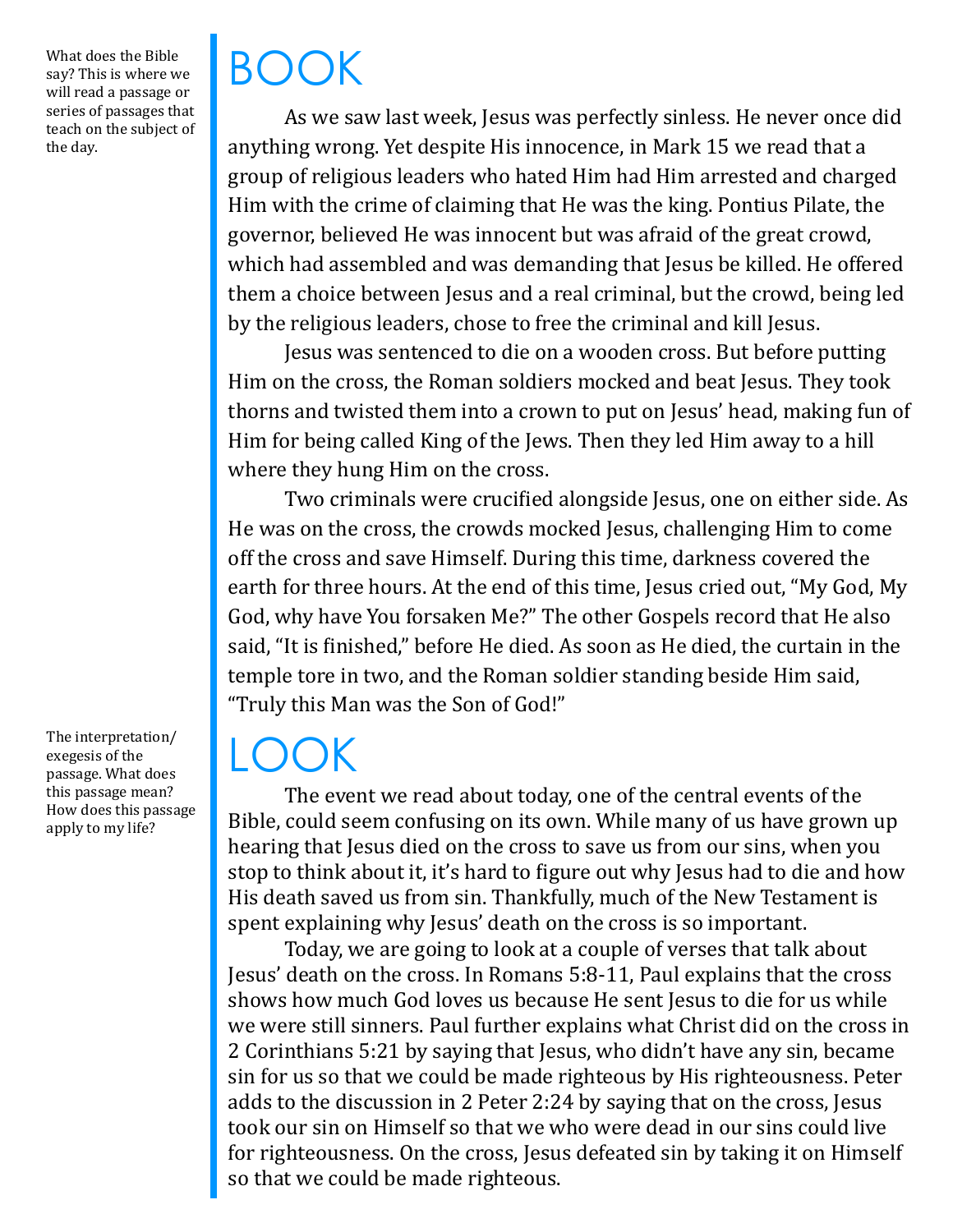What does the Bible say? This is where we will read a passage or series of passages that teach on the subject of the day.

# BOOK

As we saw last week, Jesus was perfectly sinless. He never once did anything wrong. Yet despite His innocence, in Mark 15 we read that a group of religious leaders who hated Him had Him arrested and charged Him with the crime of claiming that He was the king. Pontius Pilate, the governor, believed He was innocent but was afraid of the great crowd, which had assembled and was demanding that Jesus be killed. He offered them a choice between Jesus and a real criminal, but the crowd, being led by the religious leaders, chose to free the criminal and kill Jesus.

Jesus was sentenced to die on a wooden cross. But before putting Him on the cross, the Roman soldiers mocked and beat Jesus. They took thorns and twisted them into a crown to put on Jesus' head, making fun of Him for being called King of the Jews. Then they led Him away to a hill where they hung Him on the cross.

Two criminals were crucified alongside Jesus, one on either side. As He was on the cross, the crowds mocked Jesus, challenging Him to come off the cross and save Himself. During this time, darkness covered the earth for three hours. At the end of this time, Jesus cried out, "My God, My God, why have You forsaken Me?" The other Gospels record that He also said, "It is finished," before He died. As soon as He died, the curtain in the temple tore in two, and the Roman soldier standing beside Him said, "Truly this Man was the Son of God!"

The interpretation/exegesis of the passage. What does this passage mean? How does this passage apply to my life?

# LOOK

The event we read about today, one of the central events of the Bible, could seem confusing on its own. While many of us have grown up hearing that Jesus died on the cross to save us from our sins, when you stop to think about it, it's hard to figure out why Jesus had to die and how His death saved us from sin. Thankfully, much of the New Testament is spent explaining why Jesus' death on the cross is so important.

Today, we are going to look at a couple of verses that talk about Jesus' death on the cross. In Romans 5:8-11, Paul explains that the cross shows how much God loves us because He sent Jesus to die for us while we were still sinners. Paul further explains what Christ did on the cross in 2 Corinthians 5:21 by saying that Jesus, who didn't have any sin, became sin for us so that we could be made righteous by His righteousness. Peter adds to the discussion in 2 Peter 2:24 by saying that on the cross, Jesus took our sin on Himself so that we who were dead in our sins could live for righteousness. On the cross, Jesus defeated sin by taking it on Himself so that we could be made righteous.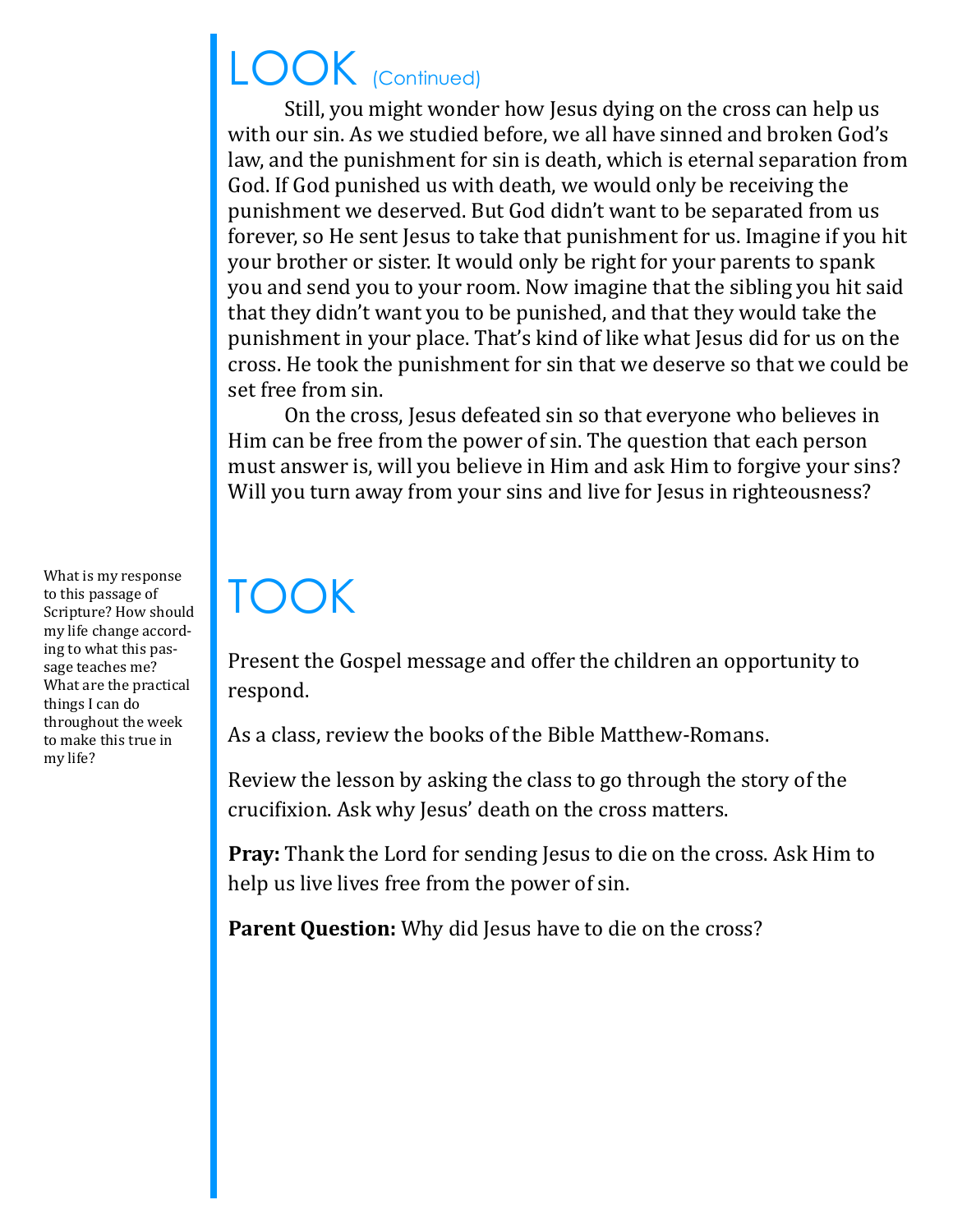# LOOK (Continued)

Still, you might wonder how Jesus dying on the cross can help us with our sin. As we studied before, we all have sinned and broken God's law, and the punishment for sin is death, which is eternal separation from God. If God punished us with death, we would only be receiving the punishment we deserved. But God didn't want to be separated from us forever, so He sent Jesus to take that punishment for us. Imagine if you hit your brother or sister. It would only be right for your parents to spank you and send you to your room. Now imagine that the sibling you hit said that they didn't want you to be punished, and that they would take the punishment in your place. That's kind of like what Jesus did for us on the cross. He took the punishment for sin that we deserve so that we could be set free from sin.

On the cross, Jesus defeated sin so that everyone who believes in Him can be free from the power of sin. The question that each person must answer is, will you believe in Him and ask Him to forgive your sins? Will you turn away from your sins and live for Jesus in righteousness?

# TOOK

What is my response to this passage of Scripture? How should my life change according to what this passage teaches me? What are the practical things I can do throughout the week to make this true in my life?

Present the Gospel message and offer the children an opportunity to respond.

As a class, review the books of the Bible Matthew-Romans.

Review the lesson by asking the class to go through the story of the crucifixion. Ask why Jesus' death on the cross matters.

**Pray:** Thank the Lord for sending Jesus to die on the cross. Ask Him to help us live lives free from the power of sin.

**Parent Question:** Why did Jesus have to die on the cross?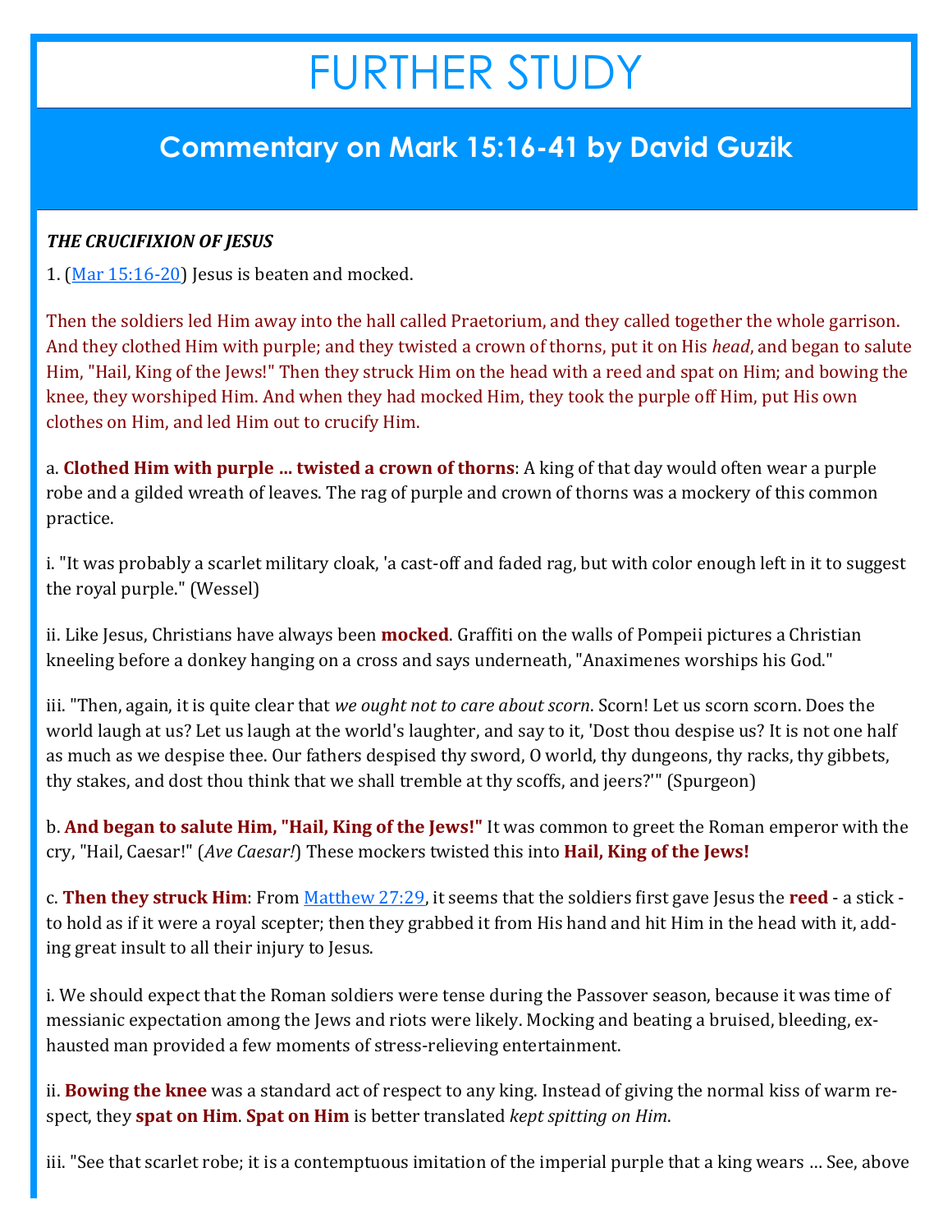# FURTHER STUDY

## Commentary on Mark 15:16-41 by David Guzik

***THE CRUCIFIXION OF JESUS***

1. (Mar 15:16-20) Jesus is beaten and mocked.

Then the soldiers led Him away into the hall called Praetorium, and they called together the whole garrison. And they clothed Him with purple; and they twisted a crown of thorns, put it on His *head*, and began to salute Him, "Hail, King of the Jews!" Then they struck Him on the head with a reed and spat on Him; and bowing the knee, they worshiped Him. And when they had mocked Him, they took the purple off Him, put His own clothes on Him, and led Him out to crucify Him.

a. **Clothed Him with purple … twisted a crown of thorns**: A king of that day would often wear a purple robe and a gilded wreath of leaves. The rag of purple and crown of thorns was a mockery of this common practice.

i. "It was probably a scarlet military cloak, 'a cast-off and faded rag, but with color enough left in it to suggest the royal purple." (Wessel)

ii. Like Jesus, Christians have always been **mocked**. Graffiti on the walls of Pompeii pictures a Christian kneeling before a donkey hanging on a cross and says underneath, "Anaximenes worships his God."

iii. "Then, again, it is quite clear that *we ought not to care about scorn*. Scorn! Let us scorn scorn. Does the world laugh at us? Let us laugh at the world's laughter, and say to it, 'Dost thou despise us? It is not one half as much as we despise thee. Our fathers despised thy sword, O world, thy dungeons, thy racks, thy gibbets, thy stakes, and dost thou think that we shall tremble at thy scoffs, and jeers?'" (Spurgeon)

b. **And began to salute Him, "Hail, King of the Jews!"** It was common to greet the Roman emperor with the cry, "Hail, Caesar!" (*Ave Caesar!*) These mockers twisted this into **Hail, King of the Jews!**

c. **Then they struck Him**: From Matthew 27:29, it seems that the soldiers first gave Jesus the **reed** - a stick - to hold as if it were a royal scepter; then they grabbed it from His hand and hit Him in the head with it, adding great insult to all their injury to Jesus.

i. We should expect that the Roman soldiers were tense during the Passover season, because it was time of messianic expectation among the Jews and riots were likely. Mocking and beating a bruised, bleeding, exhausted man provided a few moments of stress-relieving entertainment.

ii. **Bowing the knee** was a standard act of respect to any king. Instead of giving the normal kiss of warm respect, they **spat on Him**. **Spat on Him** is better translated *kept spitting on Him*.

iii. "See that scarlet robe; it is a contemptuous imitation of the imperial purple that a king wears … See, above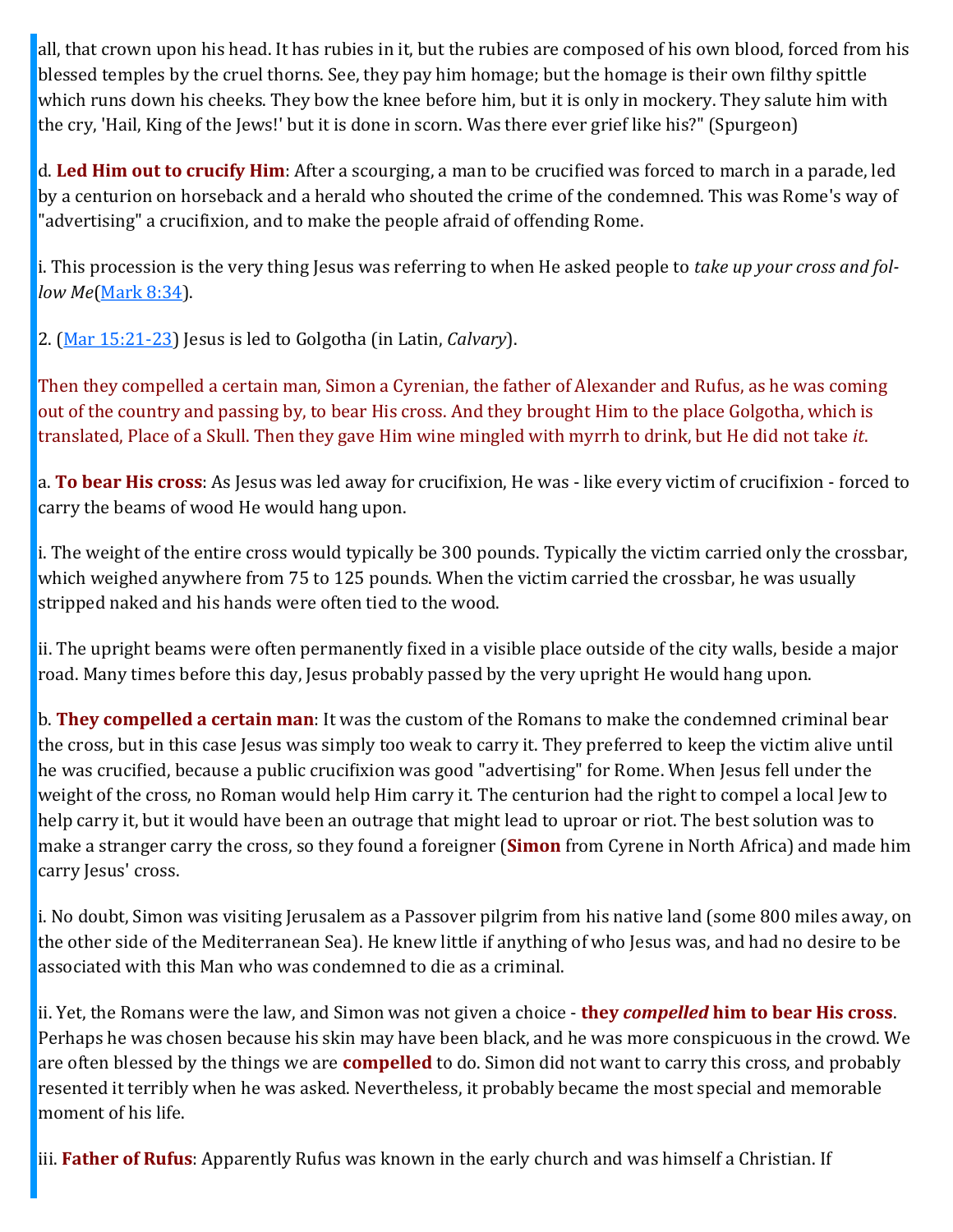all, that crown upon his head. It has rubies in it, but the rubies are composed of his own blood, forced from his blessed temples by the cruel thorns. See, they pay him homage; but the homage is their own filthy spittle which runs down his cheeks. They bow the knee before him, but it is only in mockery. They salute him with the cry, 'Hail, King of the Jews!' but it is done in scorn. Was there ever grief like his?" (Spurgeon)

d. **Led Him out to crucify Him**: After a scourging, a man to be crucified was forced to march in a parade, led by a centurion on horseback and a herald who shouted the crime of the condemned. This was Rome's way of "advertising" a crucifixion, and to make the people afraid of offending Rome.

i. This procession is the very thing Jesus was referring to when He asked people to *take up your cross and follow Me*(Mark 8:34).

2. (Mar 15:21-23) Jesus is led to Golgotha (in Latin, *Calvary*).

Then they compelled a certain man, Simon a Cyrenian, the father of Alexander and Rufus, as he was coming out of the country and passing by, to bear His cross. And they brought Him to the place Golgotha, which is translated, Place of a Skull. Then they gave Him wine mingled with myrrh to drink, but He did not take *it*.

a. **To bear His cross**: As Jesus was led away for crucifixion, He was - like every victim of crucifixion - forced to carry the beams of wood He would hang upon.

i. The weight of the entire cross would typically be 300 pounds. Typically the victim carried only the crossbar, which weighed anywhere from 75 to 125 pounds. When the victim carried the crossbar, he was usually stripped naked and his hands were often tied to the wood.

ii. The upright beams were often permanently fixed in a visible place outside of the city walls, beside a major road. Many times before this day, Jesus probably passed by the very upright He would hang upon.

b. **They compelled a certain man**: It was the custom of the Romans to make the condemned criminal bear the cross, but in this case Jesus was simply too weak to carry it. They preferred to keep the victim alive until he was crucified, because a public crucifixion was good "advertising" for Rome. When Jesus fell under the weight of the cross, no Roman would help Him carry it. The centurion had the right to compel a local Jew to help carry it, but it would have been an outrage that might lead to uproar or riot. The best solution was to make a stranger carry the cross, so they found a foreigner (**Simon** from Cyrene in North Africa) and made him carry Jesus' cross.

i. No doubt, Simon was visiting Jerusalem as a Passover pilgrim from his native land (some 800 miles away, on the other side of the Mediterranean Sea). He knew little if anything of who Jesus was, and had no desire to be associated with this Man who was condemned to die as a criminal.

ii. Yet, the Romans were the law, and Simon was not given a choice - **they *compelled* him to bear His cross**. Perhaps he was chosen because his skin may have been black, and he was more conspicuous in the crowd. We are often blessed by the things we are **compelled** to do. Simon did not want to carry this cross, and probably resented it terribly when he was asked. Nevertheless, it probably became the most special and memorable moment of his life.

iii. **Father of Rufus**: Apparently Rufus was known in the early church and was himself a Christian. If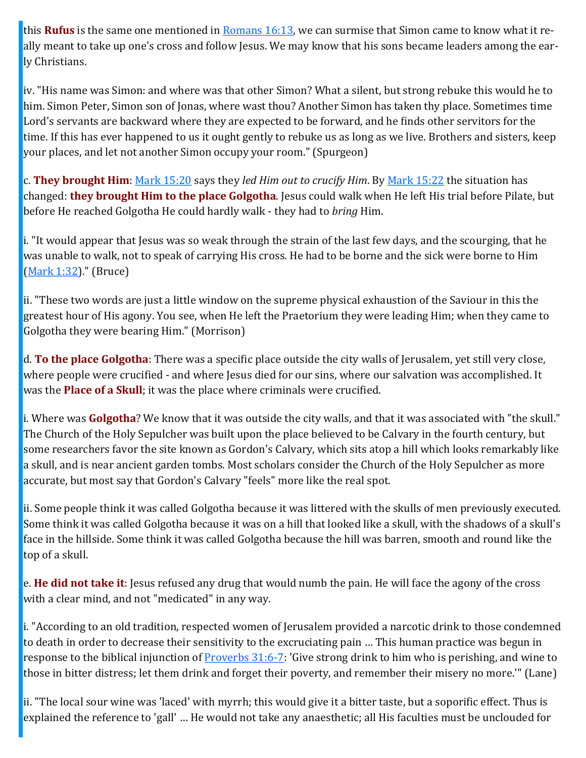this **Rufus** is the same one mentioned in Romans 16:13, we can surmise that Simon came to know what it really meant to take up one's cross and follow Jesus. We may know that his sons became leaders among the early Christians.

iv. "His name was Simon: and where was that other Simon? What a silent, but strong rebuke this would he to him. Simon Peter, Simon son of Jonas, where wast thou? Another Simon has taken thy place. Sometimes time Lord's servants are backward where they are expected to be forward, and he finds other servitors for the time. If this has ever happened to us it ought gently to rebuke us as long as we live. Brothers and sisters, keep your places, and let not another Simon occupy your room." (Spurgeon)

c. **They brought Him**: Mark 15:20 says they *led Him out to crucify Him*. By Mark 15:22 the situation has changed: **they brought Him to the place Golgotha**. Jesus could walk when He left His trial before Pilate, but before He reached Golgotha He could hardly walk - they had to *bring* Him.

i. "It would appear that Jesus was so weak through the strain of the last few days, and the scourging, that he was unable to walk, not to speak of carrying His cross. He had to be borne and the sick were borne to Him (Mark 1:32)." (Bruce)

ii. "These two words are just a little window on the supreme physical exhaustion of the Saviour in this the greatest hour of His agony. You see, when He left the Praetorium they were leading Him; when they came to Golgotha they were bearing Him." (Morrison)

d. **To the place Golgotha**: There was a specific place outside the city walls of Jerusalem, yet still very close, where people were crucified - and where Jesus died for our sins, where our salvation was accomplished. It was the **Place of a Skull**; it was the place where criminals were crucified.

i. Where was **Golgotha**? We know that it was outside the city walls, and that it was associated with "the skull." The Church of the Holy Sepulcher was built upon the place believed to be Calvary in the fourth century, but some researchers favor the site known as Gordon's Calvary, which sits atop a hill which looks remarkably like a skull, and is near ancient garden tombs. Most scholars consider the Church of the Holy Sepulcher as more accurate, but most say that Gordon's Calvary "feels" more like the real spot.

ii. Some people think it was called Golgotha because it was littered with the skulls of men previously executed. Some think it was called Golgotha because it was on a hill that looked like a skull, with the shadows of a skull's face in the hillside. Some think it was called Golgotha because the hill was barren, smooth and round like the top of a skull.

e. **He did not take it**: Jesus refused any drug that would numb the pain. He will face the agony of the cross with a clear mind, and not "medicated" in any way.

i. "According to an old tradition, respected women of Jerusalem provided a narcotic drink to those condemned to death in order to decrease their sensitivity to the excruciating pain … This human practice was begun in response to the biblical injunction of Proverbs 31:6-7: 'Give strong drink to him who is perishing, and wine to those in bitter distress; let them drink and forget their poverty, and remember their misery no more.'" (Lane)

ii. "The local sour wine was 'laced' with myrrh; this would give it a bitter taste, but a soporific effect. Thus is explained the reference to 'gall' … He would not take any anaesthetic; all His faculties must be unclouded for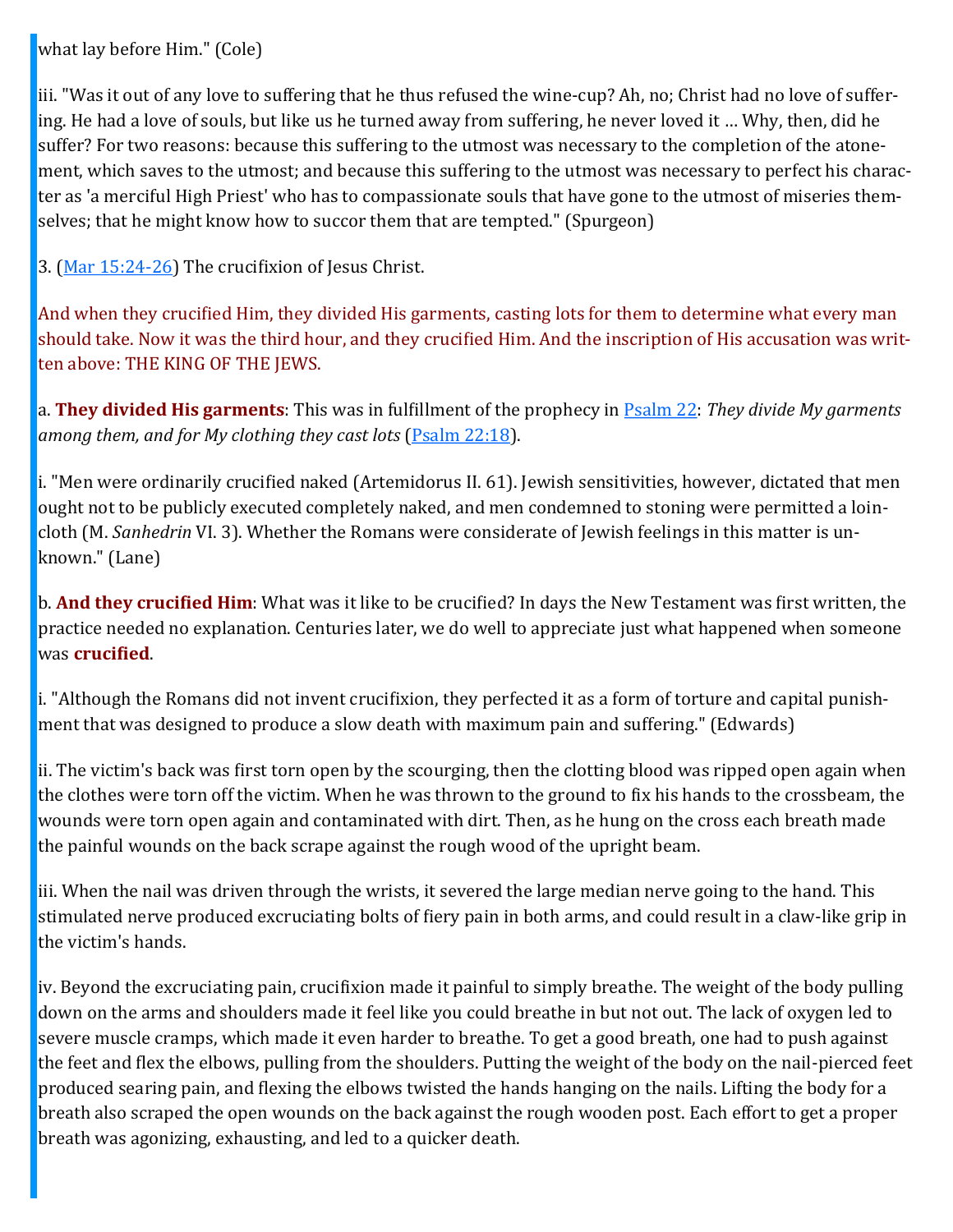what lay before Him." (Cole)

iii. "Was it out of any love to suffering that he thus refused the wine-cup? Ah, no; Christ had no love of suffering. He had a love of souls, but like us he turned away from suffering, he never loved it … Why, then, did he suffer? For two reasons: because this suffering to the utmost was necessary to the completion of the atonement, which saves to the utmost; and because this suffering to the utmost was necessary to perfect his character as 'a merciful High Priest' who has to compassionate souls that have gone to the utmost of miseries themselves; that he might know how to succor them that are tempted." (Spurgeon)

3. (Mar 15:24-26) The crucifixion of Jesus Christ.

And when they crucified Him, they divided His garments, casting lots for them to determine what every man should take. Now it was the third hour, and they crucified Him. And the inscription of His accusation was written above: THE KING OF THE JEWS.

a. **They divided His garments**: This was in fulfillment of the prophecy in Psalm 22: *They divide My garments among them, and for My clothing they cast lots* (Psalm 22:18).

i. "Men were ordinarily crucified naked (Artemidorus II. 61). Jewish sensitivities, however, dictated that men ought not to be publicly executed completely naked, and men condemned to stoning were permitted a loincloth (M. *Sanhedrin* VI. 3). Whether the Romans were considerate of Jewish feelings in this matter is unknown." (Lane)

b. **And they crucified Him**: What was it like to be crucified? In days the New Testament was first written, the practice needed no explanation. Centuries later, we do well to appreciate just what happened when someone was **crucified**.

i. "Although the Romans did not invent crucifixion, they perfected it as a form of torture and capital punishment that was designed to produce a slow death with maximum pain and suffering." (Edwards)

ii. The victim's back was first torn open by the scourging, then the clotting blood was ripped open again when the clothes were torn off the victim. When he was thrown to the ground to fix his hands to the crossbeam, the wounds were torn open again and contaminated with dirt. Then, as he hung on the cross each breath made the painful wounds on the back scrape against the rough wood of the upright beam.

iii. When the nail was driven through the wrists, it severed the large median nerve going to the hand. This stimulated nerve produced excruciating bolts of fiery pain in both arms, and could result in a claw-like grip in the victim's hands.

iv. Beyond the excruciating pain, crucifixion made it painful to simply breathe. The weight of the body pulling down on the arms and shoulders made it feel like you could breathe in but not out. The lack of oxygen led to severe muscle cramps, which made it even harder to breathe. To get a good breath, one had to push against the feet and flex the elbows, pulling from the shoulders. Putting the weight of the body on the nail-pierced feet produced searing pain, and flexing the elbows twisted the hands hanging on the nails. Lifting the body for a breath also scraped the open wounds on the back against the rough wooden post. Each effort to get a proper breath was agonizing, exhausting, and led to a quicker death.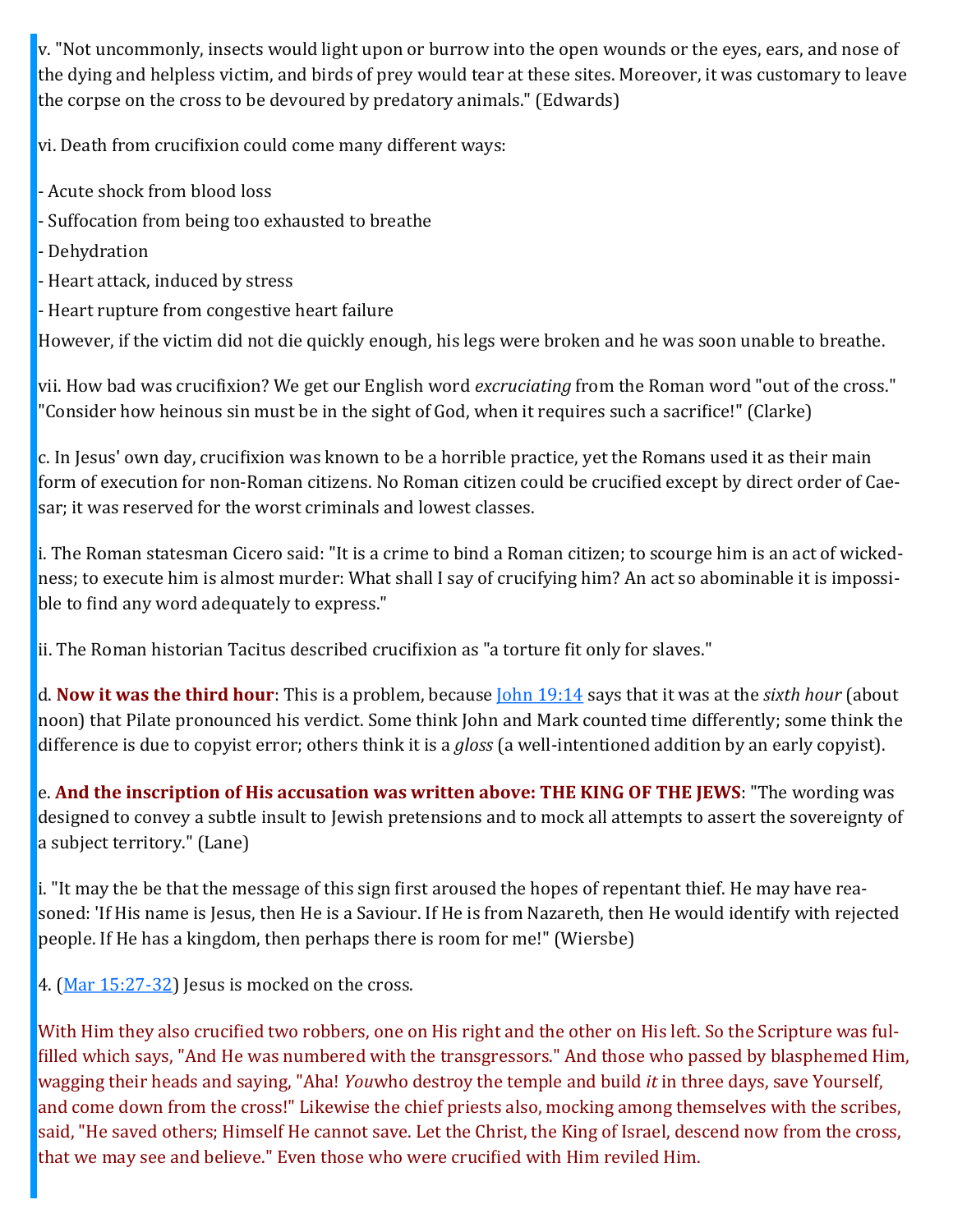v. "Not uncommonly, insects would light upon or burrow into the open wounds or the eyes, ears, and nose of the dying and helpless victim, and birds of prey would tear at these sites. Moreover, it was customary to leave the corpse on the cross to be devoured by predatory animals." (Edwards)

vi. Death from crucifixion could come many different ways:

- Acute shock from blood loss
- Suffocation from being too exhausted to breathe
- Dehydration
- Heart attack, induced by stress
- Heart rupture from congestive heart failure

However, if the victim did not die quickly enough, his legs were broken and he was soon unable to breathe.

vii. How bad was crucifixion? We get our English word *excruciating* from the Roman word "out of the cross." "Consider how heinous sin must be in the sight of God, when it requires such a sacrifice!" (Clarke)

c. In Jesus' own day, crucifixion was known to be a horrible practice, yet the Romans used it as their main form of execution for non-Roman citizens. No Roman citizen could be crucified except by direct order of Caesar; it was reserved for the worst criminals and lowest classes.

i. The Roman statesman Cicero said: "It is a crime to bind a Roman citizen; to scourge him is an act of wickedness; to execute him is almost murder: What shall I say of crucifying him? An act so abominable it is impossible to find any word adequately to express."

ii. The Roman historian Tacitus described crucifixion as "a torture fit only for slaves."

d. **Now it was the third hour**: This is a problem, because [John 19:14] says that it was at the *sixth hour* (about noon) that Pilate pronounced his verdict. Some think John and Mark counted time differently; some think the difference is due to copyist error; others think it is a *gloss* (a well-intentioned addition by an early copyist).

e. **And the inscription of His accusation was written above: THE KING OF THE JEWS**: "The wording was designed to convey a subtle insult to Jewish pretensions and to mock all attempts to assert the sovereignty of a subject territory." (Lane)

i. "It may the be that the message of this sign first aroused the hopes of repentant thief. He may have reasoned: 'If His name is Jesus, then He is a Saviour. If He is from Nazareth, then He would identify with rejected people. If He has a kingdom, then perhaps there is room for me!" (Wiersbe)

4. ([Mar 15:27-32]) Jesus is mocked on the cross.

With Him they also crucified two robbers, one on His right and the other on His left. So the Scripture was fulfilled which says, "And He was numbered with the transgressors." And those who passed by blasphemed Him, wagging their heads and saying, "Aha! *You*who destroy the temple and build *it* in three days, save Yourself, and come down from the cross!" Likewise the chief priests also, mocking among themselves with the scribes, said, "He saved others; Himself He cannot save. Let the Christ, the King of Israel, descend now from the cross, that we may see and believe." Even those who were crucified with Him reviled Him.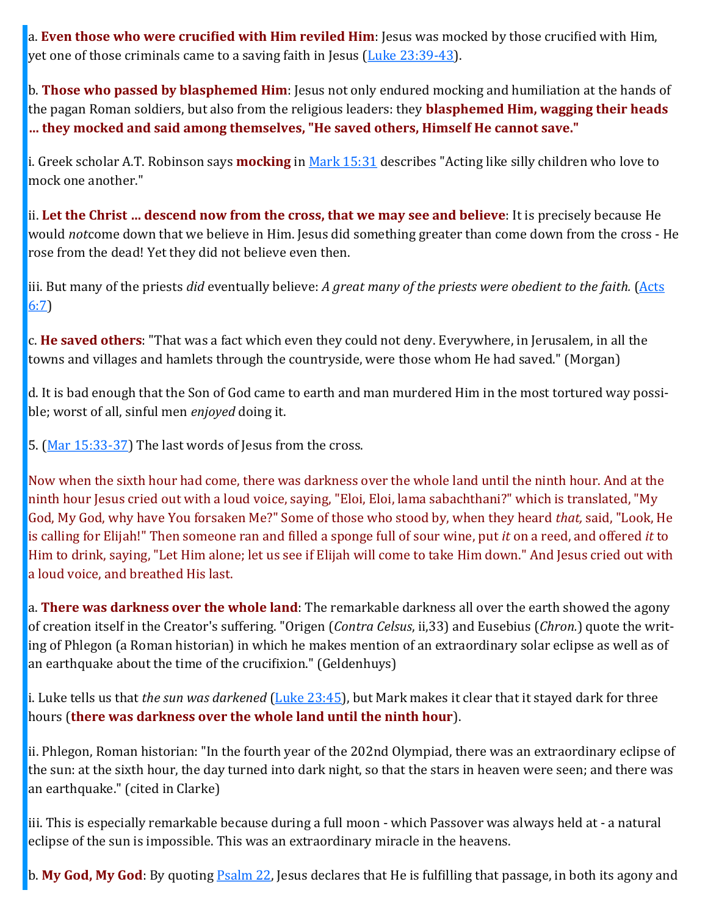a. **Even those who were crucified with Him reviled Him**: Jesus was mocked by those crucified with Him, yet one of those criminals came to a saving faith in Jesus (Luke 23:39-43).

b. **Those who passed by blasphemed Him**: Jesus not only endured mocking and humiliation at the hands of the pagan Roman soldiers, but also from the religious leaders: they **blasphemed Him, wagging their heads ... they mocked and said among themselves, "He saved others, Himself He cannot save."**

i. Greek scholar A.T. Robinson says **mocking** in Mark 15:31 describes "Acting like silly children who love to mock one another."

ii. **Let the Christ ... descend now from the cross, that we may see and believe**: It is precisely because He would *not*come down that we believe in Him. Jesus did something greater than come down from the cross - He rose from the dead! Yet they did not believe even then.

iii. But many of the priests *did* eventually believe: *A great many of the priests were obedient to the faith.* (Acts 6:7)

c. **He saved others**: "That was a fact which even they could not deny. Everywhere, in Jerusalem, in all the towns and villages and hamlets through the countryside, were those whom He had saved." (Morgan)

d. It is bad enough that the Son of God came to earth and man murdered Him in the most tortured way possible; worst of all, sinful men *enjoyed* doing it.

5. (Mar 15:33-37) The last words of Jesus from the cross.

Now when the sixth hour had come, there was darkness over the whole land until the ninth hour. And at the ninth hour Jesus cried out with a loud voice, saying, "Eloi, Eloi, lama sabachthani?" which is translated, "My God, My God, why have You forsaken Me?" Some of those who stood by, when they heard *that,* said, "Look, He is calling for Elijah!" Then someone ran and filled a sponge full of sour wine, put *it* on a reed, and offered *it* to Him to drink, saying, "Let Him alone; let us see if Elijah will come to take Him down." And Jesus cried out with a loud voice, and breathed His last.

a. **There was darkness over the whole land**: The remarkable darkness all over the earth showed the agony of creation itself in the Creator's suffering. "Origen (*Contra Celsus*, ii,33) and Eusebius (*Chron.*) quote the writing of Phlegon (a Roman historian) in which he makes mention of an extraordinary solar eclipse as well as of an earthquake about the time of the crucifixion." (Geldenhuys)

i. Luke tells us that *the sun was darkened* (Luke 23:45), but Mark makes it clear that it stayed dark for three hours (**there was darkness over the whole land until the ninth hour**).

ii. Phlegon, Roman historian: "In the fourth year of the 202nd Olympiad, there was an extraordinary eclipse of the sun: at the sixth hour, the day turned into dark night, so that the stars in heaven were seen; and there was an earthquake." (cited in Clarke)

iii. This is especially remarkable because during a full moon - which Passover was always held at - a natural eclipse of the sun is impossible. This was an extraordinary miracle in the heavens.

b. **My God, My God**: By quoting Psalm 22, Jesus declares that He is fulfilling that passage, in both its agony and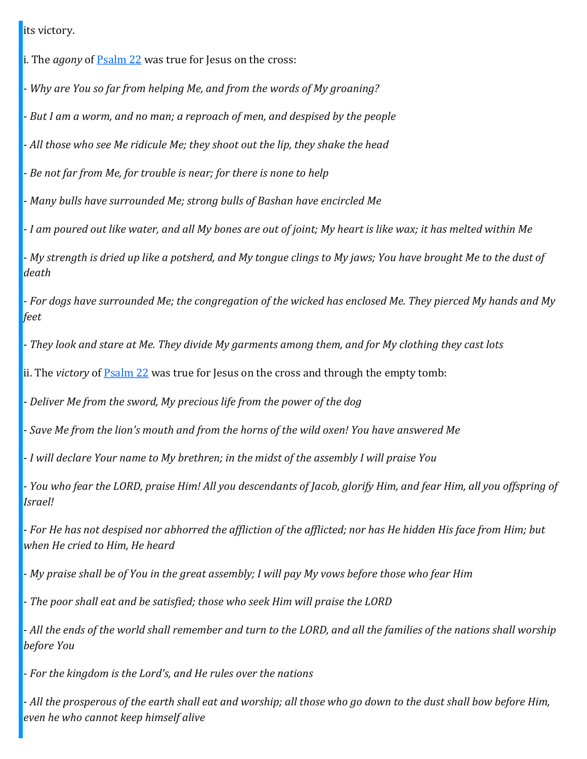its victory.

i. The *agony* of [Psalm 22](#) was true for Jesus on the cross:

- *Why are You so far from helping Me, and from the words of My groaning?*

- *But I am a worm, and no man; a reproach of men, and despised by the people*

- *All those who see Me ridicule Me; they shoot out the lip, they shake the head*

- *Be not far from Me, for trouble is near; for there is none to help*

- *Many bulls have surrounded Me; strong bulls of Bashan have encircled Me*

- *I am poured out like water, and all My bones are out of joint; My heart is like wax; it has melted within Me*

- *My strength is dried up like a potsherd, and My tongue clings to My jaws; You have brought Me to the dust of death*

- *For dogs have surrounded Me; the congregation of the wicked has enclosed Me. They pierced My hands and My feet*

- *They look and stare at Me. They divide My garments among them, and for My clothing they cast lots*

ii. The *victory* of [Psalm 22](#) was true for Jesus on the cross and through the empty tomb:

- *Deliver Me from the sword, My precious life from the power of the dog*

- *Save Me from the lion's mouth and from the horns of the wild oxen! You have answered Me*

- *I will declare Your name to My brethren; in the midst of the assembly I will praise You*

- *You who fear the LORD, praise Him! All you descendants of Jacob, glorify Him, and fear Him, all you offspring of Israel!*

- *For He has not despised nor abhorred the affliction of the afflicted; nor has He hidden His face from Him; but when He cried to Him, He heard*

- *My praise shall be of You in the great assembly; I will pay My vows before those who fear Him*

- *The poor shall eat and be satisfied; those who seek Him will praise the LORD*

- *All the ends of the world shall remember and turn to the LORD, and all the families of the nations shall worship before You*

- *For the kingdom is the Lord's, and He rules over the nations*

- *All the prosperous of the earth shall eat and worship; all those who go down to the dust shall bow before Him, even he who cannot keep himself alive*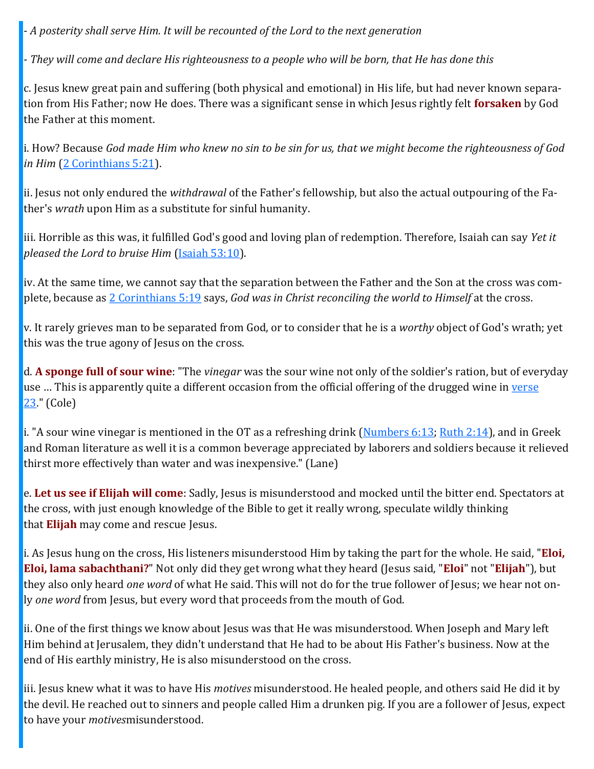- *A posterity shall serve Him. It will be recounted of the Lord to the next generation*

- *They will come and declare His righteousness to a people who will be born, that He has done this*

c. Jesus knew great pain and suffering (both physical and emotional) in His life, but had never known separation from His Father; now He does. There was a significant sense in which Jesus rightly felt **forsaken** by God the Father at this moment.

i. How? Because *God made Him who knew no sin to be sin for us, that we might become the righteousness of God in Him* (2 Corinthians 5:21).

ii. Jesus not only endured the *withdrawal* of the Father's fellowship, but also the actual outpouring of the Father's *wrath* upon Him as a substitute for sinful humanity.

iii. Horrible as this was, it fulfilled God's good and loving plan of redemption. Therefore, Isaiah can say *Yet it pleased the Lord to bruise Him* (Isaiah 53:10).

iv. At the same time, we cannot say that the separation between the Father and the Son at the cross was complete, because as 2 Corinthians 5:19 says, *God was in Christ reconciling the world to Himself* at the cross.

v. It rarely grieves man to be separated from God, or to consider that he is a *worthy* object of God's wrath; yet this was the true agony of Jesus on the cross.

d. **A sponge full of sour wine**: "The *vinegar* was the sour wine not only of the soldier's ration, but of everyday use … This is apparently quite a different occasion from the official offering of the drugged wine in verse 23." (Cole)

i. "A sour wine vinegar is mentioned in the OT as a refreshing drink (Numbers 6:13; Ruth 2:14), and in Greek and Roman literature as well it is a common beverage appreciated by laborers and soldiers because it relieved thirst more effectively than water and was inexpensive." (Lane)

e. **Let us see if Elijah will come**: Sadly, Jesus is misunderstood and mocked until the bitter end. Spectators at the cross, with just enough knowledge of the Bible to get it really wrong, speculate wildly thinking that **Elijah** may come and rescue Jesus.

i. As Jesus hung on the cross, His listeners misunderstood Him by taking the part for the whole. He said, "**Eloi, Eloi, lama sabachthani?**" Not only did they get wrong what they heard (Jesus said, "**Eloi**" not "**Elijah**"), but they also only heard *one word* of what He said. This will not do for the true follower of Jesus; we hear not only *one word* from Jesus, but every word that proceeds from the mouth of God.

ii. One of the first things we know about Jesus was that He was misunderstood. When Joseph and Mary left Him behind at Jerusalem, they didn't understand that He had to be about His Father's business. Now at the end of His earthly ministry, He is also misunderstood on the cross.

iii. Jesus knew what it was to have His *motives* misunderstood. He healed people, and others said He did it by the devil. He reached out to sinners and people called Him a drunken pig. If you are a follower of Jesus, expect to have your *motives*misunderstood.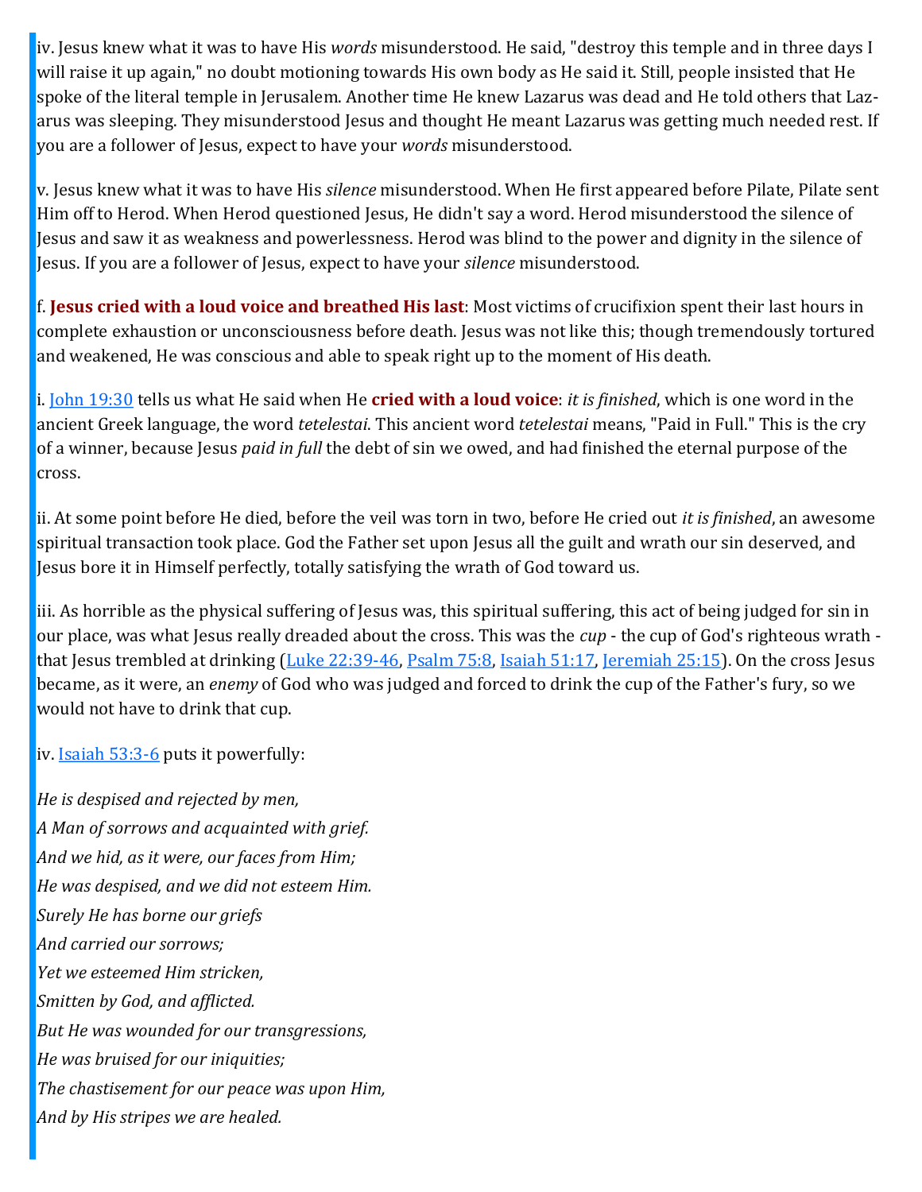iv. Jesus knew what it was to have His *words* misunderstood. He said, "destroy this temple and in three days I will raise it up again," no doubt motioning towards His own body as He said it. Still, people insisted that He spoke of the literal temple in Jerusalem. Another time He knew Lazarus was dead and He told others that Lazarus was sleeping. They misunderstood Jesus and thought He meant Lazarus was getting much needed rest. If you are a follower of Jesus, expect to have your *words* misunderstood.

v. Jesus knew what it was to have His *silence* misunderstood. When He first appeared before Pilate, Pilate sent Him off to Herod. When Herod questioned Jesus, He didn't say a word. Herod misunderstood the silence of Jesus and saw it as weakness and powerlessness. Herod was blind to the power and dignity in the silence of Jesus. If you are a follower of Jesus, expect to have your *silence* misunderstood.

f. **Jesus cried with a loud voice and breathed His last**: Most victims of crucifixion spent their last hours in complete exhaustion or unconsciousness before death. Jesus was not like this; though tremendously tortured and weakened, He was conscious and able to speak right up to the moment of His death.

i. John 19:30 tells us what He said when He **cried with a loud voice**: *it is finished*, which is one word in the ancient Greek language, the word *tetelestai*. This ancient word *tetelestai* means, "Paid in Full." This is the cry of a winner, because Jesus *paid in full* the debt of sin we owed, and had finished the eternal purpose of the cross.

ii. At some point before He died, before the veil was torn in two, before He cried out *it is finished*, an awesome spiritual transaction took place. God the Father set upon Jesus all the guilt and wrath our sin deserved, and Jesus bore it in Himself perfectly, totally satisfying the wrath of God toward us.

iii. As horrible as the physical suffering of Jesus was, this spiritual suffering, this act of being judged for sin in our place, was what Jesus really dreaded about the cross. This was the *cup* - the cup of God's righteous wrath - that Jesus trembled at drinking (Luke 22:39-46, Psalm 75:8, Isaiah 51:17, Jeremiah 25:15). On the cross Jesus became, as it were, an *enemy* of God who was judged and forced to drink the cup of the Father's fury, so we would not have to drink that cup.

iv. Isaiah 53:3-6 puts it powerfully:

*He is despised and rejected by men,*
*A Man of sorrows and acquainted with grief.*
*And we hid, as it were, our faces from Him;*
*He was despised, and we did not esteem Him.*
*Surely He has borne our griefs*
*And carried our sorrows;*
*Yet we esteemed Him stricken,*
*Smitten by God, and afflicted.*
*But He was wounded for our transgressions,*
*He was bruised for our iniquities;*
*The chastisement for our peace was upon Him,*
*And by His stripes we are healed.*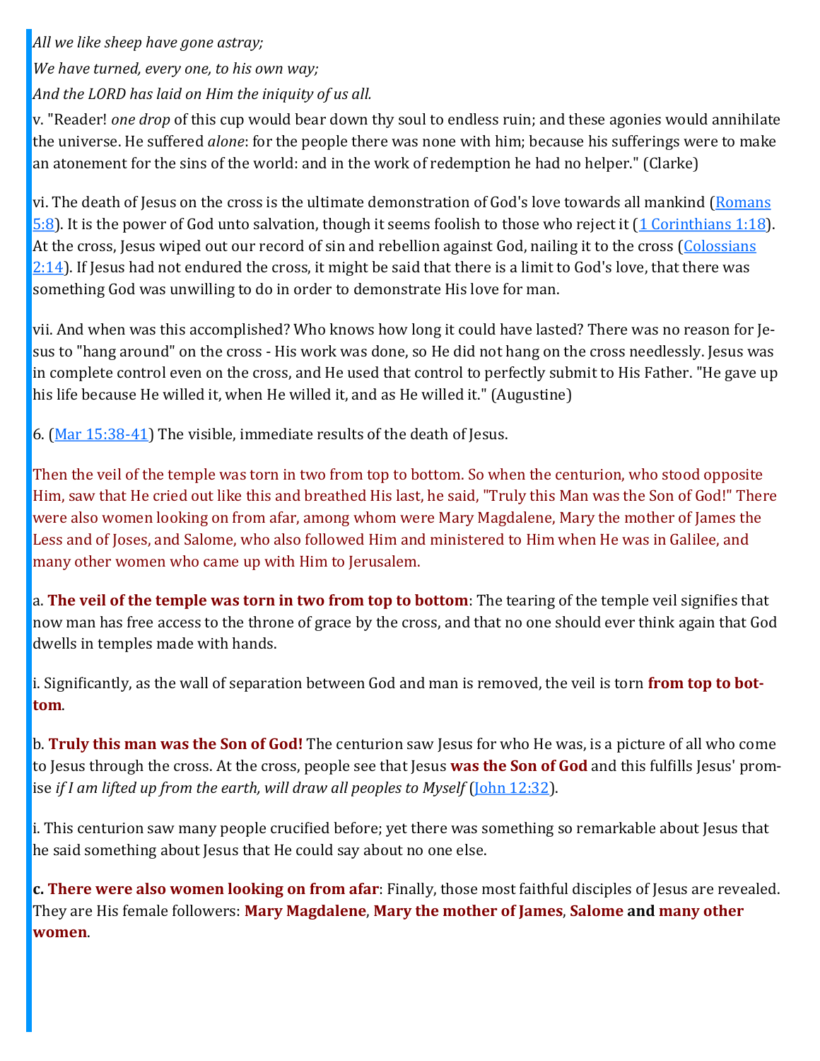*All we like sheep have gone astray;*

*We have turned, every one, to his own way;*

*And the LORD has laid on Him the iniquity of us all.*

v. "Reader! *one drop* of this cup would bear down thy soul to endless ruin; and these agonies would annihilate the universe. He suffered *alone*: for the people there was none with him; because his sufferings were to make an atonement for the sins of the world: and in the work of redemption he had no helper." (Clarke)

vi. The death of Jesus on the cross is the ultimate demonstration of God's love towards all mankind (Romans 5:8). It is the power of God unto salvation, though it seems foolish to those who reject it (1 Corinthians 1:18). At the cross, Jesus wiped out our record of sin and rebellion against God, nailing it to the cross (Colossians 2:14). If Jesus had not endured the cross, it might be said that there is a limit to God's love, that there was something God was unwilling to do in order to demonstrate His love for man.

vii. And when was this accomplished? Who knows how long it could have lasted? There was no reason for Jesus to "hang around" on the cross - His work was done, so He did not hang on the cross needlessly. Jesus was in complete control even on the cross, and He used that control to perfectly submit to His Father. "He gave up his life because He willed it, when He willed it, and as He willed it." (Augustine)

6. (Mar 15:38-41) The visible, immediate results of the death of Jesus.

Then the veil of the temple was torn in two from top to bottom. So when the centurion, who stood opposite Him, saw that He cried out like this and breathed His last, he said, "Truly this Man was the Son of God!" There were also women looking on from afar, among whom were Mary Magdalene, Mary the mother of James the Less and of Joses, and Salome, who also followed Him and ministered to Him when He was in Galilee, and many other women who came up with Him to Jerusalem.

a. **The veil of the temple was torn in two from top to bottom**: The tearing of the temple veil signifies that now man has free access to the throne of grace by the cross, and that no one should ever think again that God dwells in temples made with hands.

i. Significantly, as the wall of separation between God and man is removed, the veil is torn **from top to bottom**.

b. **Truly this man was the Son of God!** The centurion saw Jesus for who He was, is a picture of all who come to Jesus through the cross. At the cross, people see that Jesus **was the Son of God** and this fulfills Jesus' promise *if I am lifted up from the earth, will draw all peoples to Myself* (John 12:32).

i. This centurion saw many people crucified before; yet there was something so remarkable about Jesus that he said something about Jesus that He could say about no one else.

**c. There were also women looking on from afar**: Finally, those most faithful disciples of Jesus are revealed. They are His female followers: **Mary Magdalene**, **Mary the mother of James**, **Salome and many other women**.